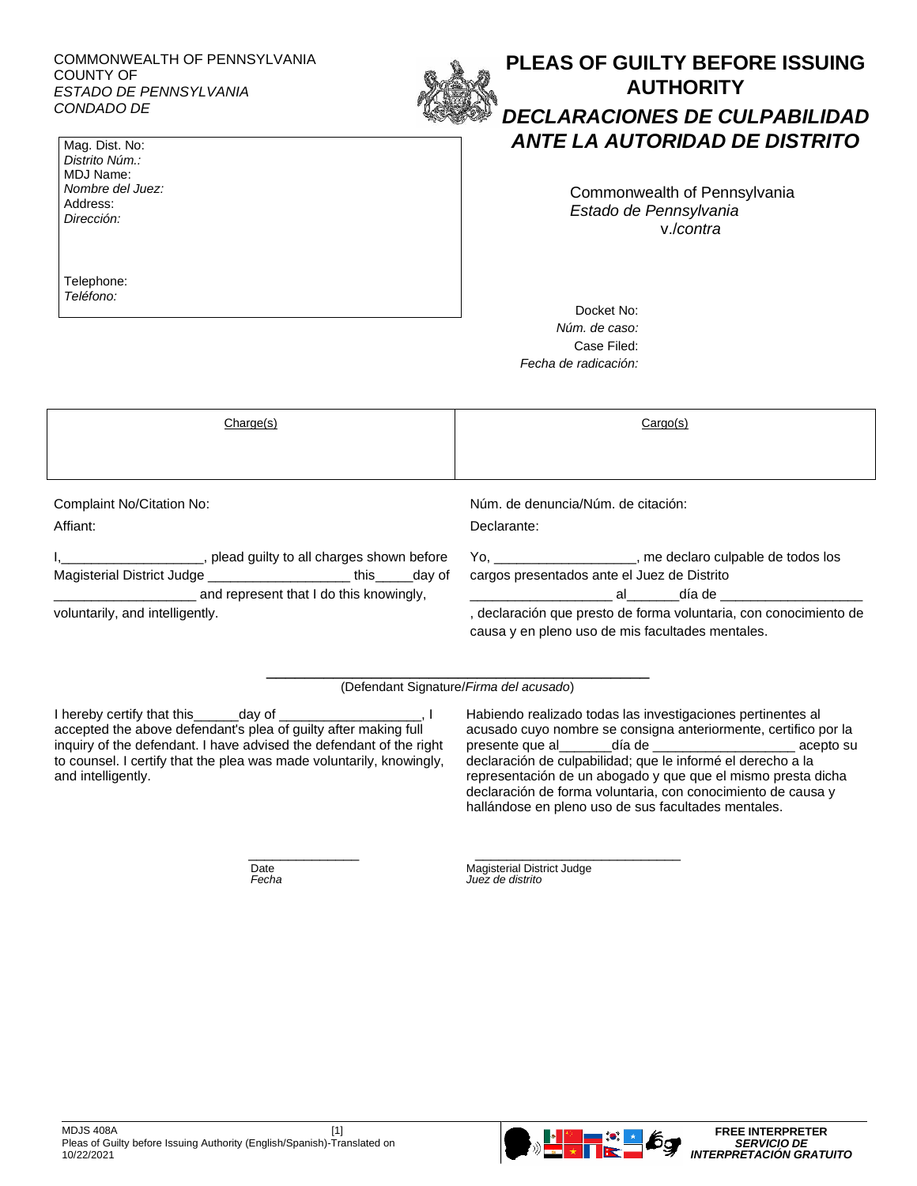COMMONWEALTH OF PENNSYLVANIA
COUNTY OF
*ESTADO DE PENNSYLVANIA*
*CONDADO DE*

# PLEAS OF GUILTY BEFORE ISSUING AUTHORITY

# *DECLARACIONES DE CULPABILIDAD ANTE LA AUTORIDAD DE DISTRITO*

Mag. Dist. No:
*Distrito Núm.:*
MDJ Name:
*Nombre del Juez:*
Address:
*Dirección:*

Telephone:
*Teléfono:*

Commonwealth of Pennsylvania
*Estado de Pennsylvania*
v./*contra*

Docket No:
*Núm. de caso:*
Case Filed:
*Fecha de radicación:*

| Charge(s) | Cargo(s) |
|---|---|
| | |

Complaint No/Citation No:

Affiant:

Núm. de denuncia/Núm. de citación:

Declarante:

I,__________________, plead guilty to all charges shown before Magisterial District Judge __________________ this_____day of __________________ and represent that I do this knowingly, voluntarily, and intelligently.

Yo, __________________, me declaro culpable de todos los cargos presentados ante el Juez de Distrito __________________ al_______día de __________________, declaración que presto de forma voluntaria, con conocimiento de causa y en pleno uso de mis facultades mentales.

______________________________
(Defendant Signature/*Firma del acusado*)

I hereby certify that this______day of __________________, I accepted the above defendant's plea of guilty after making full inquiry of the defendant. I have advised the defendant of the right to counsel. I certify that the plea was made voluntarily, knowingly, and intelligently.

Habiendo realizado todas las investigaciones pertinentes al acusado cuyo nombre se consigna anteriormente, certifico por la presente que al_______día de __________________ acepto su declaración de culpabilidad; que le informé el derecho a la representación de un abogado y que que el mismo presta dicha declaración de forma voluntaria, con conocimiento de causa y hallándose en pleno uso de sus facultades mentales.

_______________
Date
*Fecha*

______________________________
Magisterial District Judge
*Juez de distrito*

MDJS 408A
Pleas of Guilty before Issuing Authority (English/Spanish)-Translated on 10/22/2021

**FREE INTERPRETER**
***SERVICIO DE INTERPRETACIÓN GRATUITO***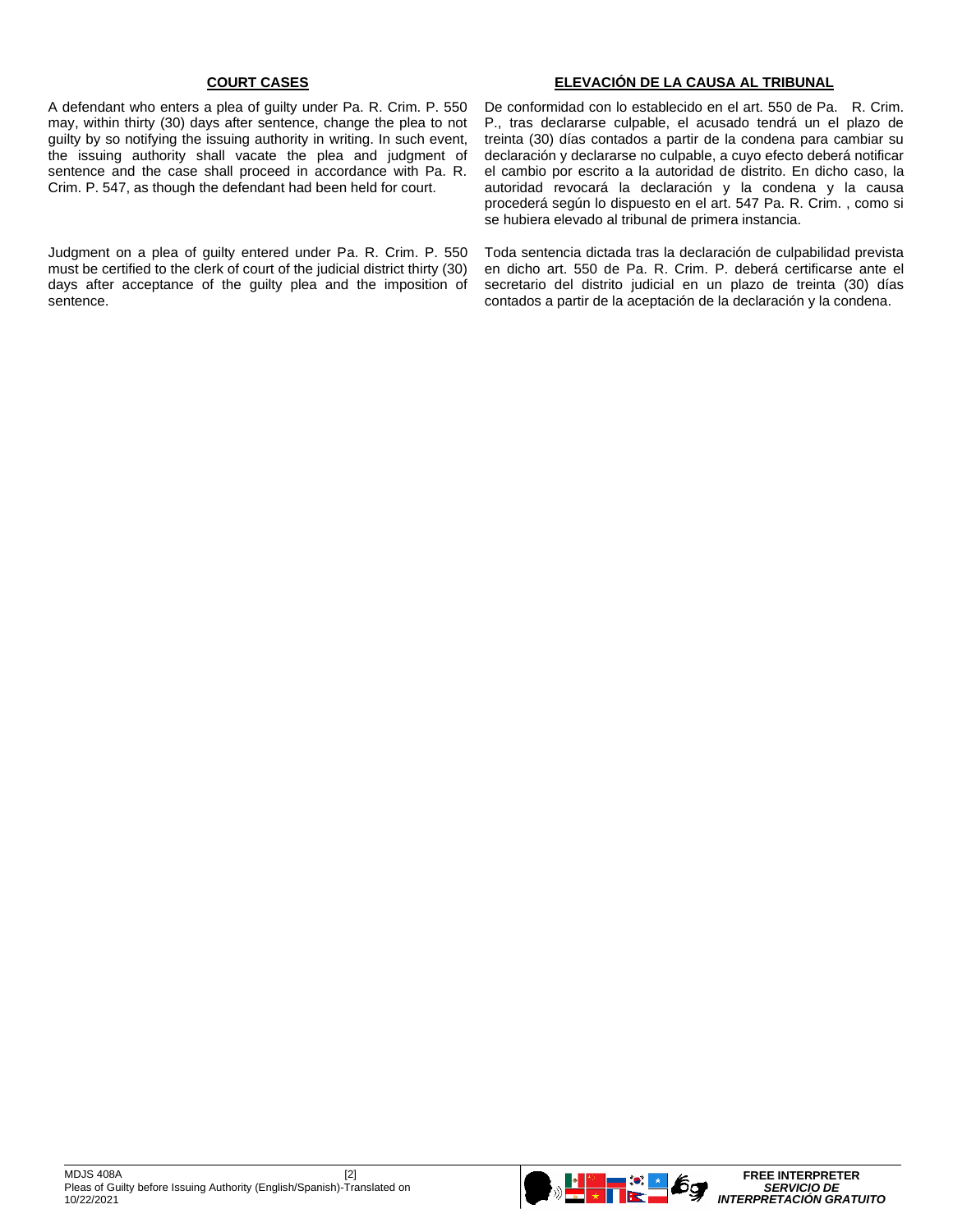**COURT CASES**

A defendant who enters a plea of guilty under Pa. R. Crim. P. 550 may, within thirty (30) days after sentence, change the plea to not guilty by so notifying the issuing authority in writing. In such event, the issuing authority shall vacate the plea and judgment of sentence and the case shall proceed in accordance with Pa. R. Crim. P. 547, as though the defendant had been held for court.

Judgment on a plea of guilty entered under Pa. R. Crim. P. 550 must be certified to the clerk of court of the judicial district thirty (30) days after acceptance of the guilty plea and the imposition of sentence.

**ELEVACIÓN DE LA CAUSA AL TRIBUNAL**

De conformidad con lo establecido en el art. 550 de Pa. R. Crim. P., tras declararse culpable, el acusado tendrá un el plazo de treinta (30) días contados a partir de la condena para cambiar su declaración y declararse no culpable, a cuyo efecto deberá notificar el cambio por escrito a la autoridad de distrito. En dicho caso, la autoridad revocará la declaración y la condena y la causa procederá según lo dispuesto en el art. 547 Pa. R. Crim. , como si se hubiera elevado al tribunal de primera instancia.

Toda sentencia dictada tras la declaración de culpabilidad prevista en dicho art. 550 de Pa. R. Crim. P. deberá certificarse ante el secretario del distrito judicial en un plazo de treinta (30) días contados a partir de la aceptación de la declaración y la condena.

MDJS 408A
Pleas of Guilty before Issuing Authority (English/Spanish)-Translated on 10/22/2021

**FREE INTERPRETER**
***SERVICIO DE INTERPRETACIÓN GRATUITO***